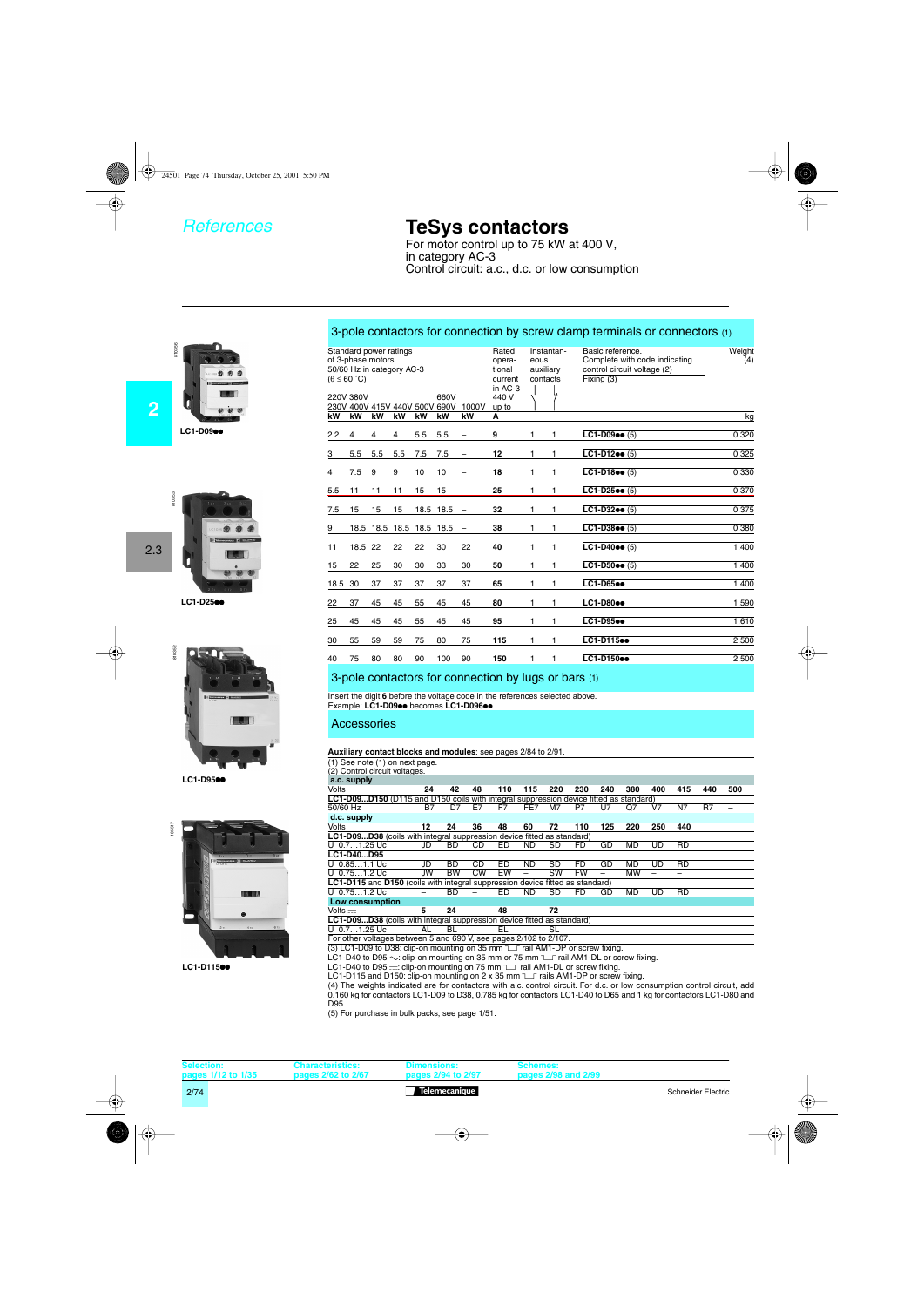# References

# TeSys contactors

For motor control up to 75 kW at 400 V,
in category AC-3
Control circuit: a.c., d.c. or low consumption

LC1-D09●●

LC1-D25●●

LC1-D95●●

LC1-D115●●

## 3-pole contactors for connection by screw clamp terminals or connectors (1)

| Standard power ratings of 3-phase motors 50/60 Hz in category AC-3 (θ ≤ 60 °C) 220V 230V | 380V 400V | 415V | 440V | 500V | 660V 690V | 1000V | Rated operational current in AC-3 440 V up to | Instantaneous auxiliary contacts | | Basic reference. Complete with code indicating control circuit voltage (2) Fixing (3) | Weight (4) |
|---|---|---|---|---|---|---|---|---|---|---|---|
| kW | kW | kW | kW | kW | kW | kW | A | | | | kg |
| 2.2 | 4 | 4 | 4 | 5.5 | 5.5 | – | 9 | 1 | 1 | LC1-D09●● (5) | 0.320 |
| 3 | 5.5 | 5.5 | 5.5 | 7.5 | 7.5 | – | 12 | 1 | 1 | LC1-D12●● (5) | 0.325 |
| 4 | 7.5 | 9 | 9 | 10 | 10 | – | 18 | 1 | 1 | LC1-D18●● (5) | 0.330 |
| 5.5 | 11 | 11 | 11 | 15 | 15 | – | 25 | 1 | 1 | LC1-D25●● (5) | 0.370 |
| 7.5 | 15 | 15 | 15 | 18.5 | 18.5 | – | 32 | 1 | 1 | LC1-D32●● (5) | 0.375 |
| 9 | 18.5 | 18.5 | 18.5 | 18.5 | 18.5 | – | 38 | 1 | 1 | LC1-D38●● (5) | 0.380 |
| 11 | 18.5 | 22 | 22 | 22 | 30 | 22 | 40 | 1 | 1 | LC1-D40●● (5) | 1.400 |
| 15 | 22 | 25 | 30 | 30 | 33 | 30 | 50 | 1 | 1 | LC1-D50●● (5) | 1.400 |
| 18.5 | 30 | 37 | 37 | 37 | 37 | 37 | 65 | 1 | 1 | LC1-D65●● | 1.400 |
| 22 | 37 | 45 | 45 | 55 | 45 | 45 | 80 | 1 | 1 | LC1-D80●● | 1.590 |
| 25 | 45 | 45 | 45 | 55 | 45 | 45 | 95 | 1 | 1 | LC1-D95●● | 1.610 |
| 30 | 55 | 59 | 59 | 75 | 80 | 75 | 115 | 1 | 1 | LC1-D115●● | 2.500 |
| 40 | 75 | 80 | 80 | 90 | 100 | 90 | 150 | 1 | 1 | LC1-D150●● | 2.500 |

## 3-pole contactors for connection by lugs or bars (1)

Insert the digit **6** before the voltage code in the references selected above.
Example: **LC1-D09●●** becomes **LC1-D096●●**.

## Accessories

**Auxiliary contact blocks and modules**: see pages 2/84 to 2/91.

(1) See note (1) on next page.
(2) Control circuit voltages.

| **a.c. supply** | | | | | | | | | | | | | | |
|---|---|---|---|---|---|---|---|---|---|---|---|---|---|---|
| Volts | 24 | 42 | 48 | 110 | 115 | 220 | 230 | 240 | 380 | 400 | 415 | 440 | 500 |
| **LC1-D09...D150** (D115 and D150 coils with integral suppression device fitted as standard) | | | | | | | | | | | | | |
| 50/60 Hz | B7 | D7 | E7 | F7 | FE7 | M7 | P7 | U7 | Q7 | V7 | N7 | R7 | – |
| **d.c. supply** | | | | | | | | | | | | | |
| Volts | 12 | 24 | 36 | 48 | 60 | 72 | 110 | 125 | 220 | 250 | 440 | | |
| **LC1-D09...D38** (coils with integral suppression device fitted as standard) | | | | | | | | | | | | | |
| U 0.7...1.25 Uc | JD | BD | CD | ED | ND | SD | FD | GD | MD | UD | RD | | |
| **LC1-D40...D95** | | | | | | | | | | | | | |
| U 0.85...1.1 Uc | JD | BD | CD | ED | ND | SD | FD | GD | MD | UD | RD | | |
| U 0.75...1.2 Uc | JW | BW | CW | EW | – | SW | FW | – | MW | – | – | | |
| **LC1-D115** and **D150** (coils with integral suppression device fitted as standard) | | | | | | | | | | | | | |
| U 0.75...1.2 Uc | – | BD | – | ED | ND | SD | FD | GD | MD | UD | RD | | |
| **Low consumption** | | | | | | | | | | | | | |
| Volts ⎓ | 5 | 24 | | 48 | | 72 | | | | | | | |
| **LC1-D09...D38** (coils with integral suppression device fitted as standard) | | | | | | | | | | | | | |
| U 0.7...1.25 Uc | AL | BL | | EL | | SL | | | | | | | |

For other voltages between 5 and 690 V, see pages 2/102 to 2/107.

(3) LC1-D09 to D38: clip-on mounting on 35 mm rail AM1-DP or screw fixing.
LC1-D40 to D95 ∿: clip-on mounting on 35 mm or 75 mm rail AM1-DL or screw fixing.
LC1-D40 to D95 ⎓: clip-on mounting on 75 mm rail AM1-DL or screw fixing.
LC1-D115 and D150: clip-on mounting on 2 x 35 mm rails AM1-DP or screw fixing.
(4) The weights indicated are for contactors with a.c. control circuit. For d.c. or low consumption control circuit, add 0.160 kg for contactors LC1-D09 to D38, 0.785 kg for contactors LC1-D40 to D65 and 1 kg for contactors LC1-D80 and D95.
(5) For purchase in bulk packs, see page 1/51.

Selection: pages 1/12 to 1/35 | Characteristics: pages 2/62 to 2/67 | Dimensions: pages 2/94 to 2/97 | Schemes: pages 2/98 and 2/99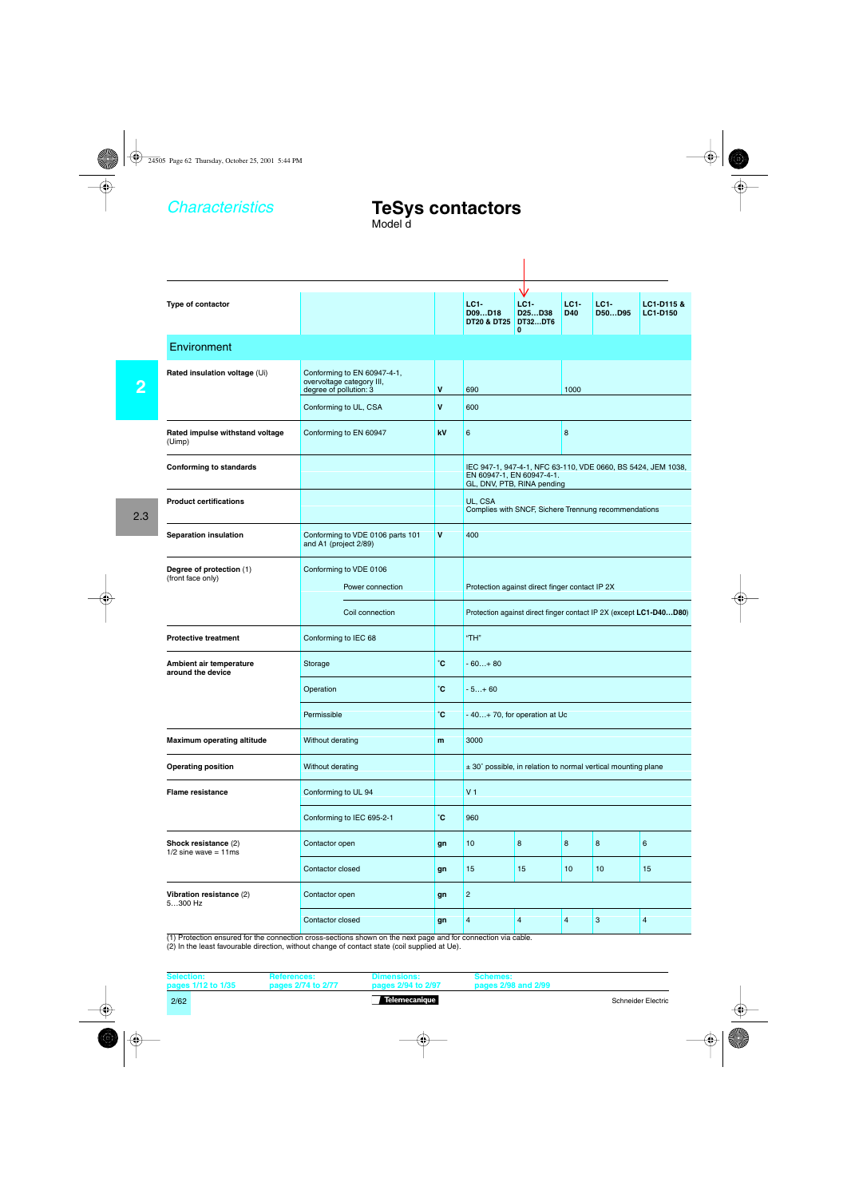# Characteristics

# TeSys contactors

Model d

| Type of contactor | | | LC1-D09…D18 DT20 & DT25 | LC1-D25…D38 DT32…DT60 | LC1-D40 | LC1-D50…D95 | LC1-D115 & LC1-D150 |
|---|---|---|---|---|---|---|---|
| **Environment** | | | | | | | |
| **Rated insulation voltage** (Ui) | Conforming to EN 60947-4-1, overvoltage category III, degree of pollution: 3 | V | 690 | | 1000 | | |
| | Conforming to UL, CSA | V | 600 | | | | |
| **Rated impulse withstand voltage** (Uimp) | Conforming to EN 60947 | kV | 6 | | 8 | | |
| **Conforming to standards** | | | IEC 947-1, 947-4-1, NFC 63-110, VDE 0660, BS 5424, JEM 1038, EN 60947-1, EN 60947-4-1. GL, DNV, PTB, RINA pending | | | | |
| **Product certifications** | | | UL, CSA Complies with SNCF, Sichere Trennung recommendations | | | | |
| **Separation insulation** | Conforming to VDE 0106 parts 101 and A1 (project 2/89) | V | 400 | | | | |
| **Degree of protection** (1) (front face only) | Conforming to VDE 0106 Power connection | | Protection against direct finger contact IP 2X | | | | |
| | Coil connection | | Protection against direct finger contact IP 2X (except **LC1-D40…D80**) | | | | |
| **Protective treatment** | Conforming to IEC 68 | | "TH" | | | | |
| **Ambient air temperature around the device** | Storage | °C | - 60…+ 80 | | | | |
| | Operation | °C | - 5…+ 60 | | | | |
| | Permissible | °C | - 40…+ 70, for operation at Uc | | | | |
| **Maximum operating altitude** | Without derating | m | 3000 | | | | |
| **Operating position** | Without derating | | ± 30° possible, in relation to normal vertical mounting plane | | | | |
| **Flame resistance** | Conforming to UL 94 | | V 1 | | | | |
| | Conforming to IEC 695-2-1 | °C | 960 | | | | |
| **Shock resistance** (2) 1/2 sine wave = 11ms | Contactor open | gn | 10 | 8 | 8 | 8 | 6 |
| | Contactor closed | gn | 15 | 15 | 10 | 10 | 15 |
| **Vibration resistance** (2) 5…300 Hz | Contactor open | gn | 2 | | | | |
| | Contactor closed | gn | 4 | 4 | 4 | 3 | 4 |

(1) Protection ensured for the connection cross-sections shown on the next page and for connection via cable.
(2) In the least favourable direction, without change of contact state (coil supplied at Ue).

Selection: pages 1/12 to 1/35 | References: pages 2/74 to 2/77 | Dimensions: pages 2/94 to 2/97 | Schemes: pages 2/98 and 2/99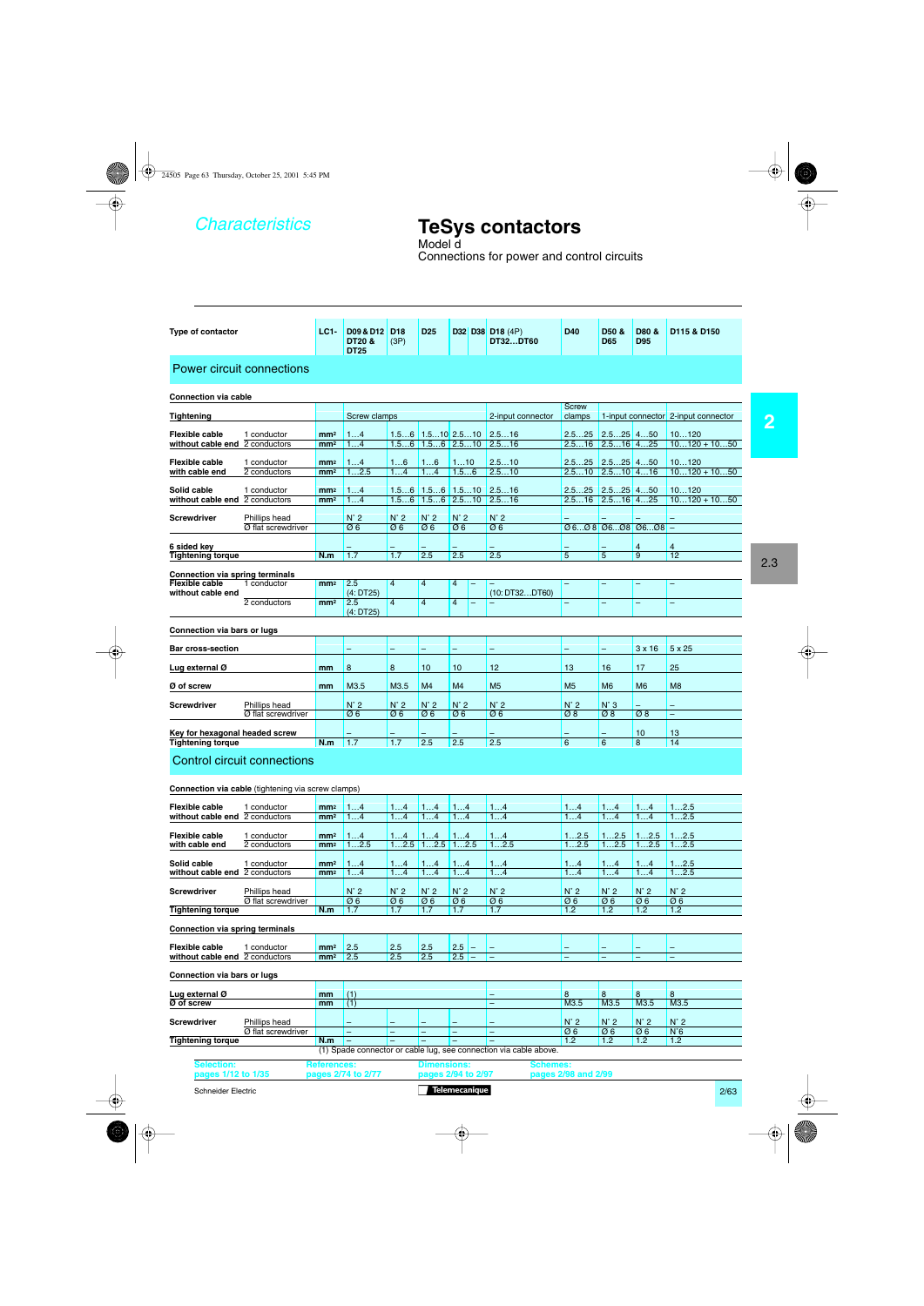# Characteristics

# TeSys contactors

Model d

Connections for power and control circuits

| Type of contactor | | LC1- | D09 & D12 DT20 & DT25 | D18 (3P) | D25 | D32 | D38 | D18 (4P) DT32…DT60 | D40 | D50 & D65 | D80 & D95 | D115 & D150 |
|---|---|---|---|---|---|---|---|---|---|---|---|---|
| **Power circuit connections** | | | | | | | | | | | | |
| **Connection via cable** | | | | | | | | | | | | |
| **Tightening** | | | Screw clamps | | | | | 2-input connector | Screw clamps | 1-input connector | | 2-input connector |
| **Flexible cable without cable end** | 1 conductor | mm² | 1…4 | 1.5…6 | 1.5…10 | 2.5…10 | | 2.5…16 | 2.5…25 | 2.5…25 | 4…50 | 10…120 |
| | 2 conductors | mm² | 1…4 | 1.5…6 | 1.5…6 | 2.5…10 | | 2.5…16 | 2.5…16 | 2.5…16 | 4…25 | 10…120 + 10…50 |
| **Flexible cable with cable end** | 1 conductor | mm² | 1…4 | 1…6 | 1…6 | 1…10 | | 2.5…10 | 2.5…25 | 2.5…25 | 4…50 | 10…120 |
| | 2 conductors | mm² | 1…2.5 | 1…4 | 1…4 | 1.5…6 | | 2.5…10 | 2.5…10 | 2.5…10 | 4…16 | 10…120 + 10…50 |
| **Solid cable without cable end** | 1 conductor | mm² | 1…4 | 1.5…6 | 1.5…6 | 1.5…10 | | 2.5…16 | 2.5…25 | 2.5…25 | 4…50 | 10…120 |
| | 2 conductors | mm² | 1…4 | 1.5…6 | 1.5…6 | 2.5…10 | | 2.5…16 | 2.5…16 | 2.5…16 | 4…25 | 10…120 + 10…50 |
| **Screwdriver** | Phillips head | | N° 2 | N° 2 | N° 2 | N° 2 | | N° 2 | – | – | – | – |
| | Ø flat screwdriver | | Ø 6 | Ø 6 | Ø 6 | Ø 6 | | Ø 6 | Ø 6…Ø 8 | Ø6…Ø8 | Ø6…Ø8 | – |
| **6 sided key** | | | – | – | – | – | | – | – | – | 4 | 4 |
| **Tightening torque** | | N.m | 1.7 | 1.7 | 2.5 | 2.5 | | 2.5 | 5 | 5 | 9 | 12 |
| **Connection via spring terminals** | | | | | | | | | | | | |
| **Flexible cable without cable end** | 1 conductor | mm² | 2.5 (4: DT25) | 4 | 4 | 4 | – | – (10: DT32…DT60) | – | – | – | – |
| | 2 conductors | mm² | 2.5 (4: DT25) | 4 | 4 | 4 | – | – | – | – | – | – |
| **Connection via bars or lugs** | | | | | | | | | | | | |
| **Bar cross-section** | | | – | – | – | – | | – | – | – | 3 x 16 | 5 x 25 |
| **Lug external Ø** | | mm | 8 | 8 | 10 | 10 | | 12 | 13 | 16 | 17 | 25 |
| **Ø of screw** | | mm | M3.5 | M3.5 | M4 | M4 | | M5 | M5 | M6 | M6 | M8 |
| **Screwdriver** | Phillips head | | N° 2 | N° 2 | N° 2 | N° 2 | | N° 2 | N° 2 | N° 3 | – | – |
| | Ø flat screwdriver | | Ø 6 | Ø 6 | Ø 6 | Ø 6 | | Ø 6 | Ø 8 | Ø 8 | Ø 8 | – |
| **Key for hexagonal headed screw** | | | – | – | – | – | | – | – | – | 10 | 13 |
| **Tightening torque** | | N.m | 1.7 | 1.7 | 2.5 | 2.5 | | 2.5 | 6 | 6 | 8 | 14 |
| **Control circuit connections** | | | | | | | | | | | | |
| **Connection via cable** (tightening via screw clamps) | | | | | | | | | | | | |
| **Flexible cable without cable end** | 1 conductor | mm² | 1…4 | 1…4 | 1…4 | 1…4 | | 1…4 | 1…4 | 1…4 | 1…4 | 1…2.5 |
| | 2 conductors | mm² | 1…4 | 1…4 | 1…4 | 1…4 | | 1…4 | 1…4 | 1…4 | 1…4 | 1…2.5 |
| **Flexible cable with cable end** | 1 conductor | mm² | 1…4 | 1…4 | 1…4 | 1…4 | | 1…4 | 1…2.5 | 1…2.5 | 1…2.5 | 1…2.5 |
| | 2 conductors | mm² | 1…2.5 | 1…2.5 | 1…2.5 | 1…2.5 | | 1…2.5 | 1…2.5 | 1…2.5 | 1…2.5 | 1…2.5 |
| **Solid cable without cable end** | 1 conductor | mm² | 1…4 | 1…4 | 1…4 | 1…4 | | 1…4 | 1…4 | 1…4 | 1…4 | 1…2.5 |
| | 2 conductors | mm² | 1…4 | 1…4 | 1…4 | 1…4 | | 1…4 | 1…4 | 1…4 | 1…4 | 1…2.5 |
| **Screwdriver** | Phillips head | | N° 2 | N° 2 | N° 2 | N° 2 | | N° 2 | N° 2 | N° 2 | N° 2 | N° 2 |
| | Ø flat screwdriver | | Ø 6 | Ø 6 | Ø 6 | Ø 6 | | Ø 6 | Ø 6 | Ø 6 | Ø 6 | Ø 6 |
| **Tightening torque** | | N.m | 1.7 | 1.7 | 1.7 | 1.7 | | 1.7 | 1.2 | 1.2 | 1.2 | 1.2 |
| **Connection via spring terminals** | | | | | | | | | | | | |
| **Flexible cable without cable end** | 1 conductor | mm² | 2.5 | 2.5 | 2.5 | 2.5 | – | – | – | – | – | – |
| | 2 conductors | mm² | 2.5 | 2.5 | 2.5 | 2.5 | – | – | – | – | – | – |
| **Connection via bars or lugs** | | | | | | | | | | | | |
| **Lug external Ø** | | mm | (1) | | | | | – | 8 | 8 | 8 | 8 |
| **Ø of screw** | | mm | (1) | | | | | – | M3.5 | M3.5 | M3.5 | M3.5 |
| **Screwdriver** | Phillips head | | – | – | – | – | | – | N° 2 | N° 2 | N° 2 | N° 2 |
| | Ø flat screwdriver | | – | – | – | – | | – | Ø 6 | Ø 6 | Ø 6 | N° 6 |
| **Tightening torque** | | N.m | – | – | – | – | | – | 1.2 | 1.2 | 1.2 | 1.2 |

(1) Spade connector or cable lug, see connection via cable above.

Selection: pages 1/12 to 1/35 | References: pages 2/74 to 2/77 | Dimensions: pages 2/94 to 2/97 | Schemes: pages 2/98 and 2/99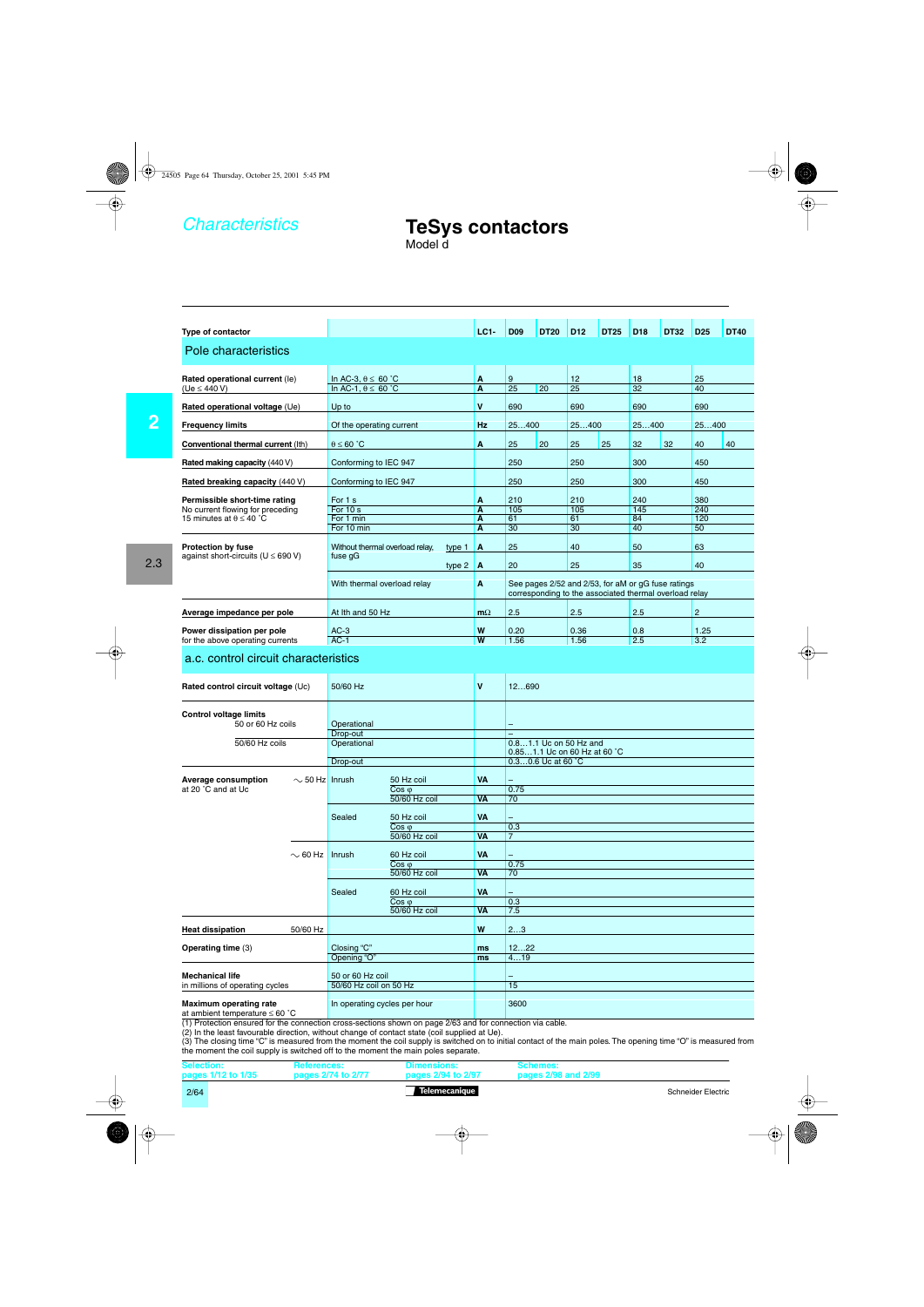## Characteristics

# TeSys contactors
Model d

| Type of contactor | | LC1- | D09 | DT20 | D12 | DT25 | D18 | DT32 | D25 | DT40 |
|---|---|---|---|---|---|---|---|---|---|---|
| **Pole characteristics** | | | | | | | | | | |
| **Rated operational current** (Ie) (Ue ≤ 440 V) | In AC-3, θ ≤ 60 °C | A | 9 | | 12 | | 18 | | 25 | |
| | In AC-1, θ ≤ 60 °C | A | 25 | 20 | 25 | | 32 | | 40 | |
| **Rated operational voltage** (Ue) | Up to | V | 690 | | 690 | | 690 | | 690 | |
| **Frequency limits** | Of the operating current | Hz | 25…400 | | 25…400 | | 25…400 | | 25…400 | |
| **Conventional thermal current** (Ith) | θ ≤ 60 °C | A | 25 | 20 | 25 | 25 | 32 | 32 | 40 | 40 |
| **Rated making capacity** (440 V) | Conforming to IEC 947 | | 250 | | 250 | | 300 | | 450 | |
| **Rated breaking capacity** (440 V) | Conforming to IEC 947 | | 250 | | 250 | | 300 | | 450 | |
| **Permissible short-time rating** No current flowing for preceding 15 minutes at θ ≤ 40 °C | For 1 s | A | 210 | | 210 | | 240 | | 380 | |
| | For 10 s | A | 105 | | 105 | | 145 | | 240 | |
| | For 1 min | A | 61 | | 61 | | 84 | | 120 | |
| | For 10 min | A | 30 | | 30 | | 40 | | 50 | |
| **Protection by fuse** against short-circuits (U ≤ 690 V) | Without thermal overload relay, fuse gG — type 1 | A | 25 | | 40 | | 50 | | 63 | |
| | type 2 | A | 20 | | 25 | | 35 | | 40 | |
| | With thermal overload relay | A | See pages 2/52 and 2/53, for aM or gG fuse ratings corresponding to the associated thermal overload relay | | | | | | | |
| **Average impedance per pole** | At Ith and 50 Hz | mΩ | 2.5 | | 2.5 | | 2.5 | | 2 | |
| **Power dissipation per pole** for the above operating currents | AC-3 | W | 0.20 | | 0.36 | | 0.8 | | 1.25 | |
| | AC-1 | W | 1.56 | | 1.56 | | 2.5 | | 3.2 | |
| **a.c. control circuit characteristics** | | | | | | | | | | |
| **Rated control circuit voltage** (Uc) | 50/60 Hz | V | 12…690 | | | | | | | |
| **Control voltage limits** — 50 or 60 Hz coils | Operational | | – | | | | | | | |
| | Drop-out | | – | | | | | | | |
| 50/60 Hz coils | Operational | | 0.8…1.1 Uc on 50 Hz and 0.85…1.1 Uc on 60 Hz at 60 °C | | | | | | | |
| | Drop-out | | 0.3…0.6 Uc at 60 °C | | | | | | | |
| **Average consumption** at 20 °C and at Uc — ∼ 50 Hz | Inrush — 50 Hz coil | VA | – | | | | | | | |
| | Inrush — Cos φ | | 0.75 | | | | | | | |
| | Inrush — 50/60 Hz coil | VA | 70 | | | | | | | |
| | Sealed — 50 Hz coil | VA | – | | | | | | | |
| | Sealed — Cos φ | | 0.3 | | | | | | | |
| | Sealed — 50/60 Hz coil | VA | 7 | | | | | | | |
| ∼ 60 Hz | Inrush — 60 Hz coil | VA | – | | | | | | | |
| | Inrush — Cos φ | | 0.75 | | | | | | | |
| | Inrush — 50/60 Hz coil | VA | 70 | | | | | | | |
| | Sealed — 60 Hz coil | VA | – | | | | | | | |
| | Sealed — Cos φ | | 0.3 | | | | | | | |
| | Sealed — 50/60 Hz coil | VA | 7.5 | | | | | | | |
| **Heat dissipation** 50/60 Hz | | W | 2…3 | | | | | | | |
| **Operating time** (3) | Closing "C" | ms | 12…22 | | | | | | | |
| | Opening "O" | ms | 4…19 | | | | | | | |
| **Mechanical life** in millions of operating cycles | 50 or 60 Hz coil | | – | | | | | | | |
| | 50/60 Hz coil on 50 Hz | | 15 | | | | | | | |
| **Maximum operating rate** at ambient temperature ≤ 60 °C | In operating cycles per hour | | 3600 | | | | | | | |

(1) Protection ensured for the connection cross-sections shown on page 2/63 and for connection via cable.
(2) In the least favourable direction, without change of contact state (coil supplied at Ue).
(3) The closing time "C" is measured from the moment the coil supply is switched on to initial contact of the main poles. The opening time "O" is measured from the moment the coil supply is switched off to the moment the main poles separate.

Selection: pages 1/12 to 1/35 | References: pages 2/74 to 2/77 | Dimensions: pages 2/94 to 2/97 | Schemes: pages 2/98 and 2/99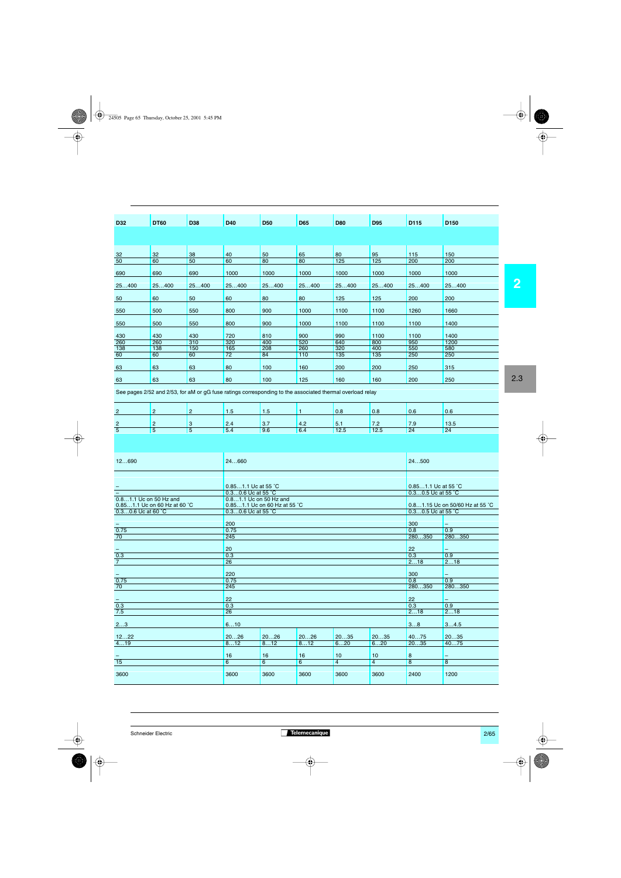| D32 | DT60 | D38 | D40 | D50 | D65 | D80 | D95 | D115 | D150 |
|---|---|---|---|---|---|---|---|---|---|
| | | | | | | | | | |
| 32 | 32 | 38 | 40 | 50 | 65 | 80 | 95 | 115 | 150 |
| 50 | 60 | 50 | 60 | 80 | 80 | 125 | 125 | 200 | 200 |
| 690 | 690 | 690 | 1000 | 1000 | 1000 | 1000 | 1000 | 1000 | 1000 |
| 25…400 | 25…400 | 25…400 | 25…400 | 25…400 | 25…400 | 25…400 | 25…400 | 25…400 | 25…400 |
| 50 | 60 | 50 | 60 | 80 | 80 | 125 | 125 | 200 | 200 |
| 550 | 500 | 550 | 800 | 900 | 1000 | 1100 | 1100 | 1260 | 1660 |
| 550 | 500 | 550 | 800 | 900 | 1000 | 1100 | 1100 | 1100 | 1400 |
| 430 | 430 | 430 | 720 | 810 | 900 | 990 | 1100 | 1100 | 1400 |
| 260 | 260 | 310 | 320 | 400 | 520 | 640 | 800 | 950 | 1200 |
| 138 | 138 | 150 | 165 | 208 | 260 | 320 | 400 | 550 | 580 |
| 60 | 60 | 60 | 72 | 84 | 110 | 135 | 135 | 250 | 250 |
| 63 | 63 | 63 | 80 | 100 | 160 | 200 | 200 | 250 | 315 |
| 63 | 63 | 63 | 80 | 100 | 125 | 160 | 160 | 200 | 250 |
| See pages 2/52 and 2/53, for aM or gG fuse ratings corresponding to the associated thermal overload relay | | | | | | | | | |
| 2 | 2 | 2 | 1.5 | 1.5 | 1 | 0.8 | 0.8 | 0.6 | 0.6 |
| 2 | 2 | 3 | 2.4 | 3.7 | 4.2 | 5.1 | 7.2 | 7.9 | 13.5 |
| 5 | 5 | 5 | 5.4 | 9.6 | 6.4 | 12.5 | 12.5 | 24 | 24 |
| | | | | | | | | | |
| 12…690 | | | 24…660 | | | | | 24…500 | |
| – | | | 0.85…1.1 Uc at 55 °C | | | | | 0.85…1.1 Uc at 55 °C | |
| – | | | 0.3…0.6 Uc at 55 °C | | | | | 0.3…0.5 Uc at 55 °C | |
| 0.8…1.1 Uc on 50 Hz and 0.85…1.1 Uc on 60 Hz at 60 °C | | | 0.8…1.1 Uc on 50 Hz and 0.85…1.1 Uc on 60 Hz at 55 °C | | | | | 0.8…1.15 Uc on 50/60 Hz at 55 °C | |
| 0.3…0.6 Uc at 60 °C | | | 0.3…0.6 Uc at 55 °C | | | | | 0.3…0.5 Uc at 55 °C | |
| – | | | 200 | | | | | 300 | – |
| 0.75 | | | 0.75 | | | | | 0.8 | 0.9 |
| 70 | | | 245 | | | | | 280…350 | 280…350 |
| – | | | 20 | | | | | 22 | – |
| 0.3 | | | 0.3 | | | | | 0.3 | 0.9 |
| 7 | | | 26 | | | | | 2…18 | 2…18 |
| – | | | 220 | | | | | 300 | – |
| 0.75 | | | 0.75 | | | | | 0.8 | 0.9 |
| 70 | | | 245 | | | | | 280…350 | 280…350 |
| – | | | 22 | | | | | 22 | – |
| 0.3 | | | 0.3 | | | | | 0.3 | 0.9 |
| 7.5 | | | 26 | | | | | 2…18 | 2…18 |
| 2…3 | | | 6…10 | | | | | 3…8 | 3…4.5 |
| 12…22 | | | 20…26 | 20…26 | 20…26 | 20…35 | 20…35 | 40…75 | 20…35 |
| 4…19 | | | 8…12 | 8…12 | 8…12 | 6…20 | 6…20 | 20…35 | 40…75 |
| – | | | 16 | 16 | 16 | 10 | 10 | 8 | – |
| 15 | | | 6 | 6 | 6 | 4 | 4 | 8 | 8 |
| 3600 | | | 3600 | 3600 | 3600 | 3600 | 3600 | 2400 | 1200 |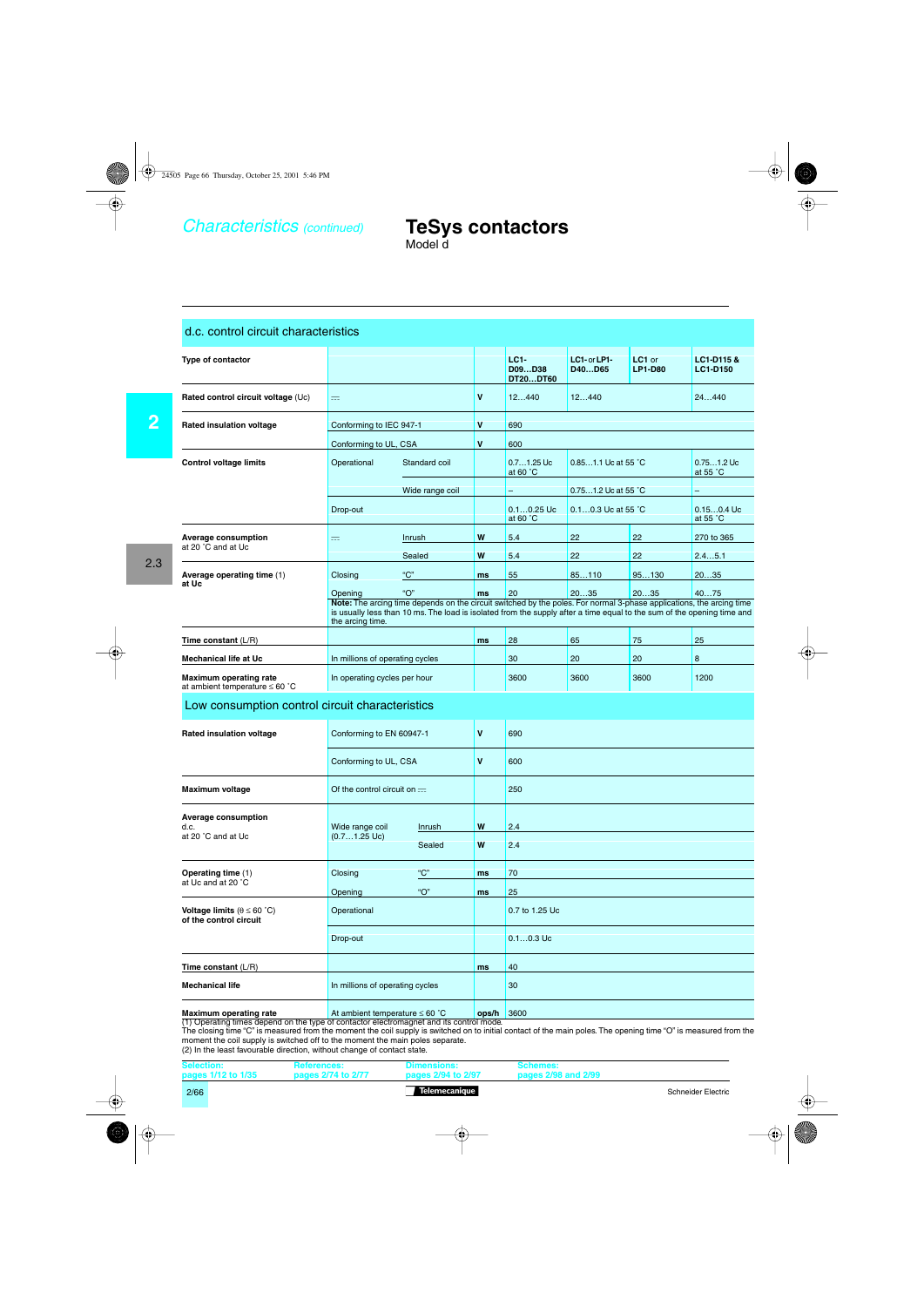## Characteristics *(continued)*

# TeSys contactors

Model d

### d.c. control circuit characteristics

| | | | | | | | |
|---|---|---|---|---|---|---|---|
| **Type of contactor** | | | | **LC1-D09…D38 DT20…DT60** | **LC1-** or **LP1-D40…D65** | **LC1** or **LP1-D80** | **LC1-D115 & LC1-D150** |
| **Rated control circuit voltage** (Uc) | ⎓ | | **V** | 12…440 | 12…440 | | 24…440 |
| **Rated insulation voltage** | Conforming to IEC 947-1 | | **V** | 690 | | | |
| | Conforming to UL, CSA | | **V** | 600 | | | |
| **Control voltage limits** | Operational | Standard coil | | 0.7…1.25 Uc at 60 °C | 0.85…1.1 Uc at 55 °C | | 0.75…1.2 Uc at 55 °C |
| | | Wide range coil | | – | 0.75…1.2 Uc at 55 °C | | – |
| | Drop-out | | | 0.1…0.25 Uc at 60 °C | 0.1…0.3 Uc at 55 °C | | 0.15…0.4 Uc at 55 °C |
| **Average consumption** at 20 °C and at Uc | ⎓ | Inrush | **W** | 5.4 | 22 | 22 | 270 to 365 |
| | | Sealed | **W** | 5.4 | 22 | 22 | 2.4…5.1 |
| **Average operating time** (1) **at Uc** | Closing | "C" | **ms** | 55 | 85…110 | 95…130 | 20…35 |
| | Opening | "O" | **ms** | 20 | 20…35 | 20…35 | 40…75 |
| **Time constant** (L/R) | | | **ms** | 28 | 65 | 75 | 25 |
| **Mechanical life at Uc** | In millions of operating cycles | | | 30 | 20 | 20 | 8 |
| **Maximum operating rate** at ambient temperature ≤ 60 °C | In operating cycles per hour | | | 3600 | 3600 | 3600 | 1200 |

**Note:** The arcing time depends on the circuit switched by the poles. For normal 3-phase applications, the arcing time is usually less than 10 ms. The load is isolated from the supply after a time equal to the sum of the opening time and the arcing time.

### Low consumption control circuit characteristics

| | | | | |
|---|---|---|---|---|
| **Rated insulation voltage** | Conforming to EN 60947-1 | | **V** | 690 |
| | Conforming to UL, CSA | | **V** | 600 |
| **Maximum voltage** | Of the control circuit on ⎓ | | | 250 |
| **Average consumption** d.c. at 20 °C and at Uc | Wide range coil (0.7…1.25 Uc) | Inrush | **W** | 2.4 |
| | | Sealed | **W** | 2.4 |
| **Operating time** (1) at Uc and at 20 °C | Closing | "C" | **ms** | 70 |
| | Opening | "O" | **ms** | 25 |
| **Voltage limits** (θ ≤ 60 °C) **of the control circuit** | Operational | | | 0.7 to 1.25 Uc |
| | Drop-out | | | 0.1…0.3 Uc |
| **Time constant** (L/R) | | | **ms** | 40 |
| **Mechanical life** | In millions of operating cycles | | | 30 |
| **Maximum operating rate** | At ambient temperature ≤ 60 °C | | **ops/h** | 3600 |

(1) Operating times depend on the type of contactor electromagnet and its control mode.
The closing time "C" is measured from the moment the coil supply is switched on to initial contact of the main poles. The opening time "O" is measured from the moment the coil supply is switched off to the moment the main poles separate.
(2) In the least favourable direction, without change of contact state.

Selection: pages 1/12 to 1/35 | References: pages 2/74 to 2/77 | Dimensions: pages 2/94 to 2/97 | Schemes: pages 2/98 and 2/99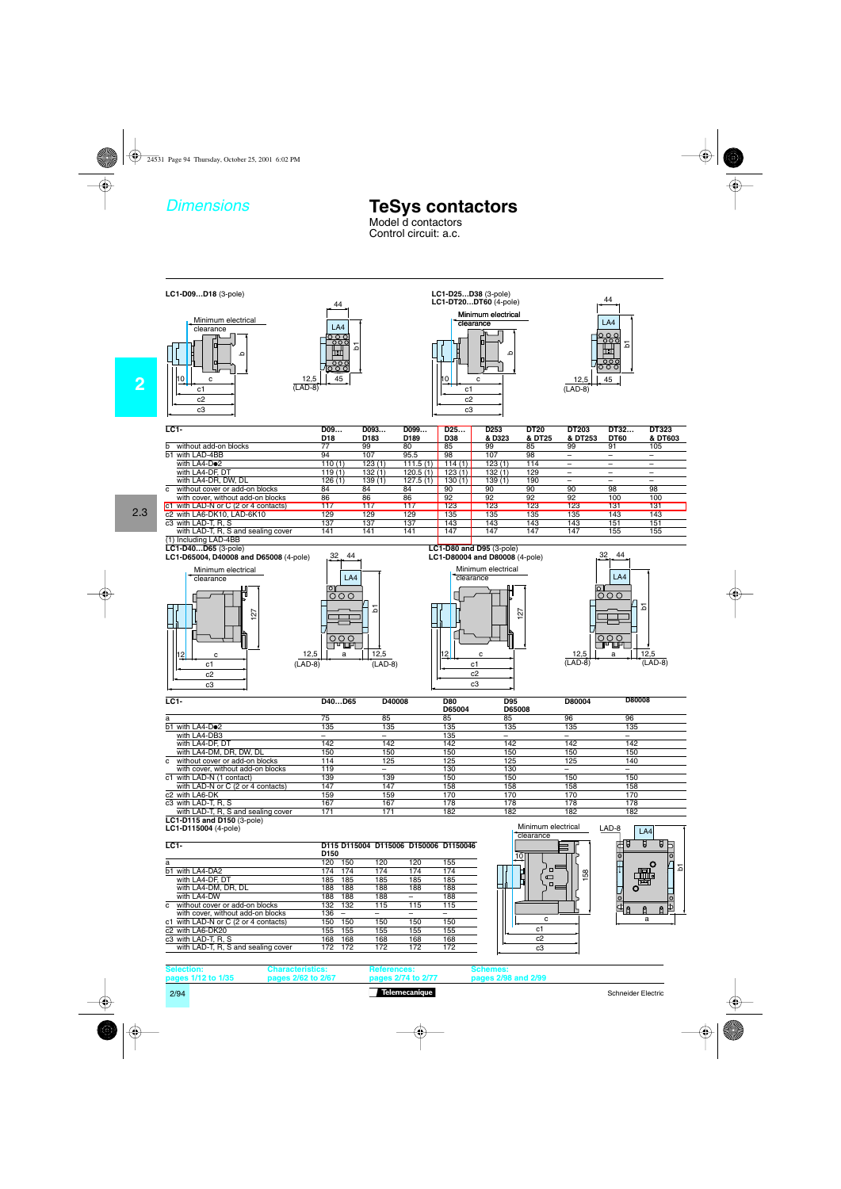## Dimensions

# TeSys contactors

Model d contactors
Control circuit: a.c.

### LC1-D09…D18 (3-pole)

### LC1-D25…D38 (3-pole) LC1-DT20…DT60 (4-pole)

| LC1- | D09… D18 | D093… D183 | D099… D189 | D25… D38 | D253 & D323 | DT20 & DT25 | DT203 & DT253 | DT32… DT60 | DT323 & DT603 |
|---|---|---|---|---|---|---|---|---|---|
| b without add-on blocks | 77 | 99 | 80 | 85 | 99 | 85 | 99 | 91 | 105 |
| b1 with LAD-4BB | 94 | 107 | 95.5 | 98 | 107 | 98 | – | – | – |
| with LA4-D●2 | 110 (1) | 123 (1) | 111.5 (1) | 114 (1) | 123 (1) | 114 | – | – | – |
| with LA4-DF, DT | 119 (1) | 132 (1) | 120.5 (1) | 123 (1) | 132 (1) | 129 | – | – | – |
| with LA4-DR, DW, DL | 126 (1) | 139 (1) | 127.5 (1) | 130 (1) | 139 (1) | 190 | – | – | – |
| c without cover or add-on blocks | 84 | 84 | 84 | 90 | 90 | 90 | 90 | 98 | 98 |
| with cover, without add-on blocks | 86 | 86 | 86 | 92 | 92 | 92 | 92 | 100 | 100 |
| c1 with LAD-N or C (2 or 4 contacts) | 117 | 117 | 117 | 123 | 123 | 123 | 123 | 131 | 131 |
| c2 with LA6-DK10, LAD-6K10 | 129 | 129 | 129 | 135 | 135 | 135 | 135 | 143 | 143 |
| c3 with LAD-T, R, S | 137 | 137 | 137 | 143 | 143 | 143 | 143 | 151 | 151 |
| with LAD-T, R, S and sealing cover | 141 | 141 | 141 | 147 | 147 | 147 | 147 | 155 | 155 |

(1) Including LAD-4BB

### LC1-D40…D65 (3-pole) LC1-D65004, D40008 and D65008 (4-pole)

### LC1-D80 and D95 (3-pole) LC1-D80004 and D80008 (4-pole)

| LC1- | D40…D65 | D40008 | D80 D65004 | D95 D65008 | D80004 | D80008 |
|---|---|---|---|---|---|---|
| a | 75 | 85 | 85 | 85 | 96 | 96 |
| b1 with LA4-D●2 | 135 | 135 | 135 | 135 | 135 | 135 |
| with LA4-DB3 | – | – | 135 | – | – | – |
| with LA4-DF, DT | 142 | 142 | 142 | 142 | 142 | 142 |
| with LA4-DM, DR, DW, DL | 150 | 150 | 150 | 150 | 150 | 150 |
| c without cover or add-on blocks | 114 | 125 | 125 | 125 | 125 | 140 |
| with cover, without add-on blocks | 119 | – | 130 | 130 | – | – |
| c1 with LAD-N (1 contact) | 139 | 139 | 150 | 150 | 150 | 150 |
| with LAD-N or C (2 or 4 contacts) | 147 | 147 | 158 | 158 | 158 | 158 |
| c2 with LA6-DK | 159 | 159 | 170 | 170 | 170 | 170 |
| c3 with LAD-T, R, S | 167 | 167 | 178 | 178 | 178 | 178 |
| with LAD-T, R, S and sealing cover | 171 | 171 | 182 | 182 | 182 | 182 |

### LC1-D115 and D150 (3-pole) LC1-D115004 (4-pole)

| LC1- | D115 | D150 | D115004 | D115006 | D150006 | D1150046 |
|---|---|---|---|---|---|---|
| a | 120 | 150 | 120 | 120 | 155 | |
| b1 with LA4-DA2 | 174 | 174 | 174 | 174 | 174 | |
| with LA4-DF, DT | 185 | 185 | 185 | 185 | 185 | |
| with LA4-DM, DR, DL | 188 | 188 | 188 | 188 | 188 | |
| with LA4-DW | 188 | 188 | 188 | – | 188 | |
| c without cover or add-on blocks | 132 | 132 | 115 | 115 | 115 | |
| with cover, without add-on blocks | 136 | – | – | – | – | |
| c1 with LAD-N or C (2 or 4 contacts) | 150 | 150 | 150 | 150 | 150 | |
| c2 with LA6-DK20 | 155 | 155 | 155 | 155 | 155 | |
| c3 with LAD-T, R, S | 168 | 168 | 168 | 168 | 168 | |
| with LAD-T, R, S and sealing cover | 172 | 172 | 172 | 172 | 172 | |

Selection: pages 1/12 to 1/35 | Characteristics: pages 2/62 to 2/67 | References: pages 2/74 to 2/77 | Schemes: pages 2/98 and 2/99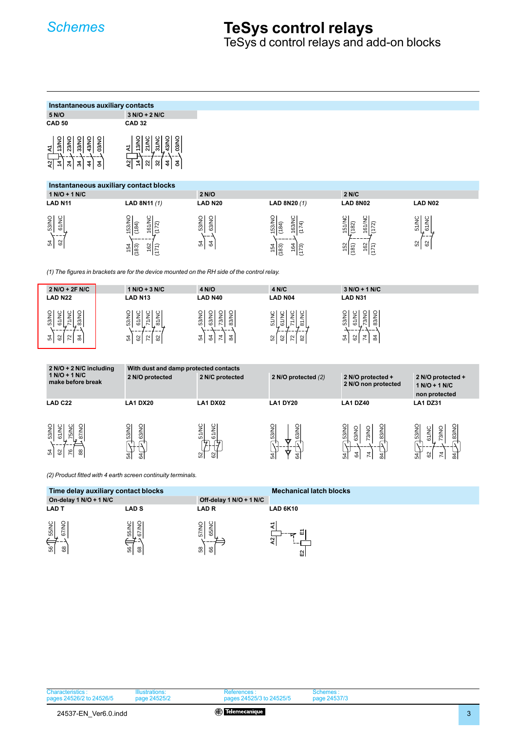# Schemes

# TeSys control relays

## TeSys d control relays and add-on blocks

### Instantaneous auxiliary contacts

| 5 N/O | 3 N/O + 2 N/C |
|---|---|
| CAD 50 | CAD 32 |

A1 13/NO 23/NO 33/NO 43/NO 03/NO
A2 14 24 34 44 04

A1 13/NO 21/NC 31/NC 43/NO 03/NO
A2 14 22 32 44 04

### Instantaneous auxiliary contact blocks

| 1 N/O + 1 N/C | | 2 N/O | | 2 N/C | |
|---|---|---|---|---|---|
| LAD N11 | LAD 8N11 *(1)* | LAD N20 | LAD 8N20 *(1)* | LAD 8N02 | LAD N02 |

53/NO 61/NC 54 62

153/NO (184) 161/NC (172) 154 (183) 162 (171)

53/NO 63/NO 54 64

153/NO (184) 163/NO (174) 154 (183) 164 (173)

151/NC (182) 161/NC (172) 152 (181) 162 (171)

51/NC 61/NC 52 62

*(1) The figures in brackets are for the device mounted on the RH side of the control relay.*

| 2 N/O + 2F N/C | 1 N/O + 3 N/C | 4 N/O | 4 N/C | 3 N/O + 1 N/C |
|---|---|---|---|---|
| LAD N22 | LAD N13 | LAD N40 | LAD N04 | LAD N31 |

53/NO 61/NC 71/NC 83/NO 54 62 72 84

53/NO 61/NC 71/NC 81/NC 54 62 72 82

53/NO 63/NO 73/NO 83/NO 54 64 74 84

51/NC 61/NC 71/NC 81/NC 52 62 72 82

53/NO 61/NC 73/NO 83/NO 54 62 74 84

| 2 N/O + 2 N/C including 1 N/O + 1 N/C make before break | With dust and damp protected contacts 2 N/O protected | 2 N/C protected | 2 N/O protected *(2)* | 2 N/O protected + 2 N/O non protected | 2 N/O protected + 1 N/O + 1 N/C non protected |
|---|---|---|---|---|---|
| LAD C22 | LA1 DX20 | LA1 DX02 | LA1 DY20 | LA1 DZ40 | LA1 DZ31 |

53/NO 61/NC 75/NC 87/NO 54 62 76 88

53/NO 63/NO 54 64

51/NC 61/NC 52 62

53/NO 63/NO 54 64

53/NO 63/NO 73/NO 83/NO 54 64 74 84

53/NO 61/NC 73/NO 83/NO 54 62 74 84

*(2) Product fitted with 4 earth screen continuity terminals.*

### Time delay auxiliary contact blocks

| On-delay 1 N/O + 1 N/C | | Off-delay 1 N/O + 1 N/C | Mechanical latch blocks |
|---|---|---|---|
| LAD T | LAD S | LAD R | LAD 6K10 |

55/NC 67/NO 56 68

55/NC 67/NO 56 68

57/NO 65/NC 58 66

A1 A2 E1 E2

Characteristics : pages 24526/2 to 24526/5 | Illustrations: page 24525/2 | References : pages 24525/3 to 24525/5 | Schemes : page 24537/3